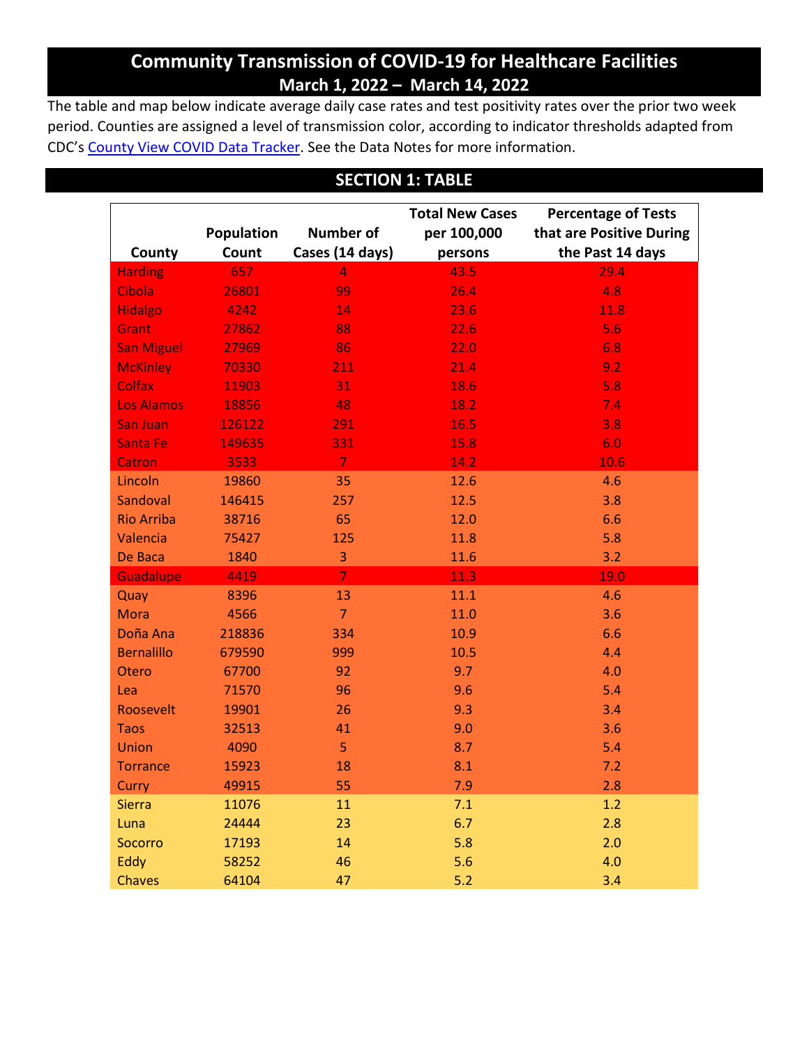# Community Transmission of COVID-19 for Healthcare Facilities

## March 1, 2022 – March 14, 2022

The table and map below indicate average daily case rates and test positivity rates over the prior two week period. Counties are assigned a level of transmission color, according to indicator thresholds adapted from CDC's [County View COVID Data Tracker](). See the Data Notes for more information.

## SECTION 1: TABLE

| County | Population Count | Number of Cases (14 days) | Total New Cases per 100,000 persons | Percentage of Tests that are Positive During the Past 14 days |
|---|---|---|---|---|
| Harding | 657 | 4 | 43.5 | 29.4 |
| Cibola | 26801 | 99 | 26.4 | 4.8 |
| Hidalgo | 4242 | 14 | 23.6 | 11.8 |
| Grant | 27862 | 88 | 22.6 | 5.6 |
| San Miguel | 27969 | 86 | 22.0 | 6.8 |
| McKinley | 70330 | 211 | 21.4 | 9.2 |
| Colfax | 11903 | 31 | 18.6 | 5.8 |
| Los Alamos | 18856 | 48 | 18.2 | 7.4 |
| San Juan | 126122 | 291 | 16.5 | 3.8 |
| Santa Fe | 149635 | 331 | 15.8 | 6.0 |
| Catron | 3533 | 7 | 14.2 | 10.6 |
| Lincoln | 19860 | 35 | 12.6 | 4.6 |
| Sandoval | 146415 | 257 | 12.5 | 3.8 |
| Rio Arriba | 38716 | 65 | 12.0 | 6.6 |
| Valencia | 75427 | 125 | 11.8 | 5.8 |
| De Baca | 1840 | 3 | 11.6 | 3.2 |
| Guadalupe | 4419 | 7 | 11.3 | 19.0 |
| Quay | 8396 | 13 | 11.1 | 4.6 |
| Mora | 4566 | 7 | 11.0 | 3.6 |
| Doña Ana | 218836 | 334 | 10.9 | 6.6 |
| Bernalillo | 679590 | 999 | 10.5 | 4.4 |
| Otero | 67700 | 92 | 9.7 | 4.0 |
| Lea | 71570 | 96 | 9.6 | 5.4 |
| Roosevelt | 19901 | 26 | 9.3 | 3.4 |
| Taos | 32513 | 41 | 9.0 | 3.6 |
| Union | 4090 | 5 | 8.7 | 5.4 |
| Torrance | 15923 | 18 | 8.1 | 7.2 |
| Curry | 49915 | 55 | 7.9 | 2.8 |
| Sierra | 11076 | 11 | 7.1 | 1.2 |
| Luna | 24444 | 23 | 6.7 | 2.8 |
| Socorro | 17193 | 14 | 5.8 | 2.0 |
| Eddy | 58252 | 46 | 5.6 | 4.0 |
| Chaves | 64104 | 47 | 5.2 | 3.4 |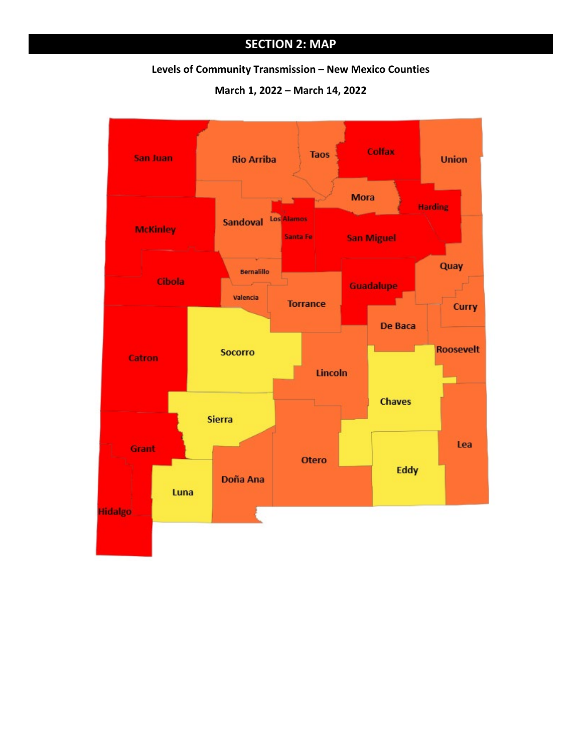## SECTION 2: MAP

**Levels of Community Transmission – New Mexico Counties**

**March 1, 2022 – March 14, 2022**

San Juan
Rio Arriba
Taos
Colfax
Union
Mora
Harding
McKinley
Sandoval
Los Alamos
Santa Fe
San Miguel
Quay
Bernalillo
Cibola
Guadalupe
Valencia
Torrance
Curry
De Baca
Roosevelt
Catron
Socorro
Lincoln
Chaves
Sierra
Grant
Lea
Otero
Eddy
Doña Ana
Luna
Hidalgo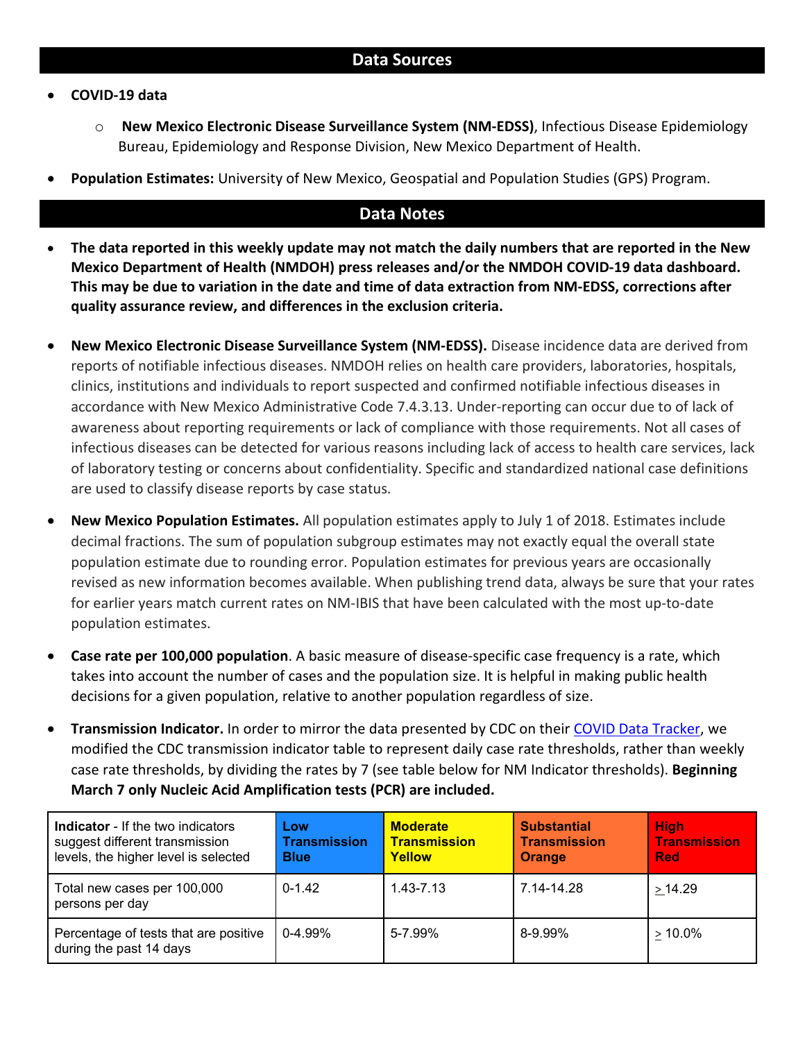## Data Sources

- **COVID-19 data**
  - **New Mexico Electronic Disease Surveillance System (NM-EDSS)**, Infectious Disease Epidemiology Bureau, Epidemiology and Response Division, New Mexico Department of Health.
- **Population Estimates:** University of New Mexico, Geospatial and Population Studies (GPS) Program.

## Data Notes

- **The data reported in this weekly update may not match the daily numbers that are reported in the New Mexico Department of Health (NMDOH) press releases and/or the NMDOH COVID-19 data dashboard. This may be due to variation in the date and time of data extraction from NM-EDSS, corrections after quality assurance review, and differences in the exclusion criteria.**

- **New Mexico Electronic Disease Surveillance System (NM-EDSS).** Disease incidence data are derived from reports of notifiable infectious diseases. NMDOH relies on health care providers, laboratories, hospitals, clinics, institutions and individuals to report suspected and confirmed notifiable infectious diseases in accordance with New Mexico Administrative Code 7.4.3.13. Under-reporting can occur due to of lack of awareness about reporting requirements or lack of compliance with those requirements. Not all cases of infectious diseases can be detected for various reasons including lack of access to health care services, lack of laboratory testing or concerns about confidentiality. Specific and standardized national case definitions are used to classify disease reports by case status.

- **New Mexico Population Estimates.** All population estimates apply to July 1 of 2018. Estimates include decimal fractions. The sum of population subgroup estimates may not exactly equal the overall state population estimate due to rounding error. Population estimates for previous years are occasionally revised as new information becomes available. When publishing trend data, always be sure that your rates for earlier years match current rates on NM-IBIS that have been calculated with the most up-to-date population estimates.

- **Case rate per 100,000 population**. A basic measure of disease-specific case frequency is a rate, which takes into account the number of cases and the population size. It is helpful in making public health decisions for a given population, relative to another population regardless of size.

- **Transmission Indicator.** In order to mirror the data presented by CDC on their COVID Data Tracker, we modified the CDC transmission indicator table to represent daily case rate thresholds, rather than weekly case rate thresholds, by dividing the rates by 7 (see table below for NM Indicator thresholds). **Beginning March 7 only Nucleic Acid Amplification tests (PCR) are included.**

| **Indicator** - If the two indicators suggest different transmission levels, the higher level is selected | **Low Transmission Blue** | **Moderate Transmission Yellow** | **Substantial Transmission Orange** | **High Transmission Red** |
|---|---|---|---|---|
| Total new cases per 100,000 persons per day | 0-1.42 | 1.43-7.13 | 7.14-14.28 | ≥14.29 |
| Percentage of tests that are positive during the past 14 days | 0-4.99% | 5-7.99% | 8-9.99% | ≥ 10.0% |